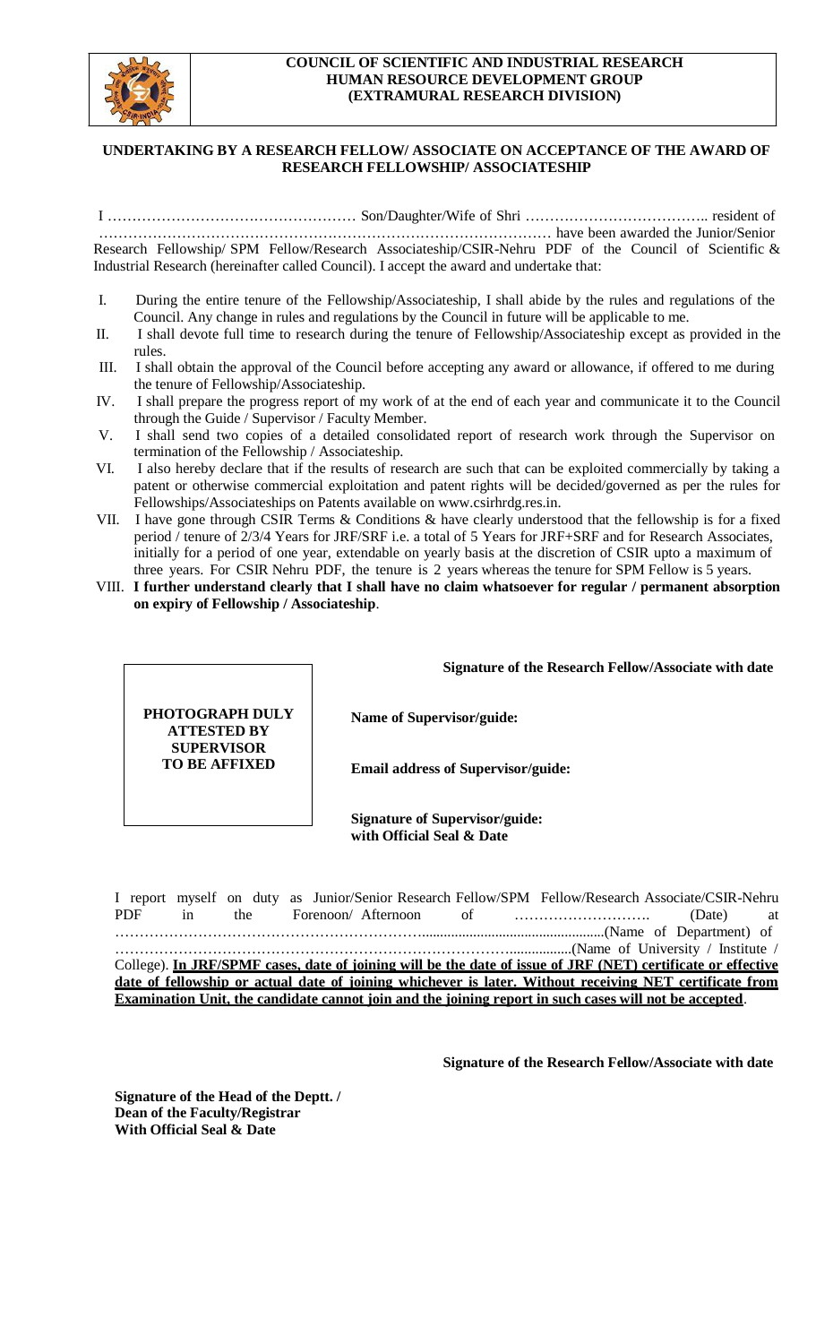**COUNCIL OF SCIENTIFIC AND INDUSTRIAL RESEARCH**
**HUMAN RESOURCE DEVELOPMENT GROUP**
**(EXTRAMURAL RESEARCH DIVISION)**

## UNDERTAKING BY A RESEARCH FELLOW/ ASSOCIATE ON ACCEPTANCE OF THE AWARD OF RESEARCH FELLOWSHIP/ ASSOCIATESHIP

I …………………………………………… Son/Daughter/Wife of Shri ……………………………….. resident of ……………………………………………………………………………… have been awarded the Junior/Senior Research Fellowship/ SPM Fellow/Research Associateship/CSIR-Nehru PDF of the Council of Scientific & Industrial Research (hereinafter called Council). I accept the award and undertake that:

I. During the entire tenure of the Fellowship/Associateship, I shall abide by the rules and regulations of the Council. Any change in rules and regulations by the Council in future will be applicable to me.

II. I shall devote full time to research during the tenure of Fellowship/Associateship except as provided in the rules.

III. I shall obtain the approval of the Council before accepting any award or allowance, if offered to me during the tenure of Fellowship/Associateship.

IV. I shall prepare the progress report of my work of at the end of each year and communicate it to the Council through the Guide / Supervisor / Faculty Member.

V. I shall send two copies of a detailed consolidated report of research work through the Supervisor on termination of the Fellowship / Associateship.

VI. I also hereby declare that if the results of research are such that can be exploited commercially by taking a patent or otherwise commercial exploitation and patent rights will be decided/governed as per the rules for Fellowships/Associateships on Patents available on www.csirhrdg.res.in.

VII. I have gone through CSIR Terms & Conditions & have clearly understood that the fellowship is for a fixed period / tenure of 2/3/4 Years for JRF/SRF i.e. a total of 5 Years for JRF+SRF and for Research Associates, initially for a period of one year, extendable on yearly basis at the discretion of CSIR upto a maximum of three years. For CSIR Nehru PDF, the tenure is 2 years whereas the tenure for SPM Fellow is 5 years.

VIII. **I further understand clearly that I shall have no claim whatsoever for regular / permanent absorption on expiry of Fellowship / Associateship**.

**Signature of the Research Fellow/Associate with date**

**PHOTOGRAPH DULY ATTESTED BY SUPERVISOR TO BE AFFIXED**

**Name of Supervisor/guide:**

**Email address of Supervisor/guide:**

**Signature of Supervisor/guide: with Official Seal & Date**

I report myself on duty as Junior/Senior Research Fellow/SPM Fellow/Research Associate/CSIR-Nehru PDF in the Forenoon/ Afternoon of ………………………. (Date) at ……………………………………………………….................................................(Name of Department) of ……………………………………………………………………….................(Name of University / Institute / College). **In JRF/SPMF cases, date of joining will be the date of issue of JRF (NET) certificate or effective date of fellowship or actual date of joining whichever is later. Without receiving NET certificate from Examination Unit, the candidate cannot join and the joining report in such cases will not be accepted**.

**Signature of the Research Fellow/Associate with date**

**Signature of the Head of the Deptt. / Dean of the Faculty/Registrar With Official Seal & Date**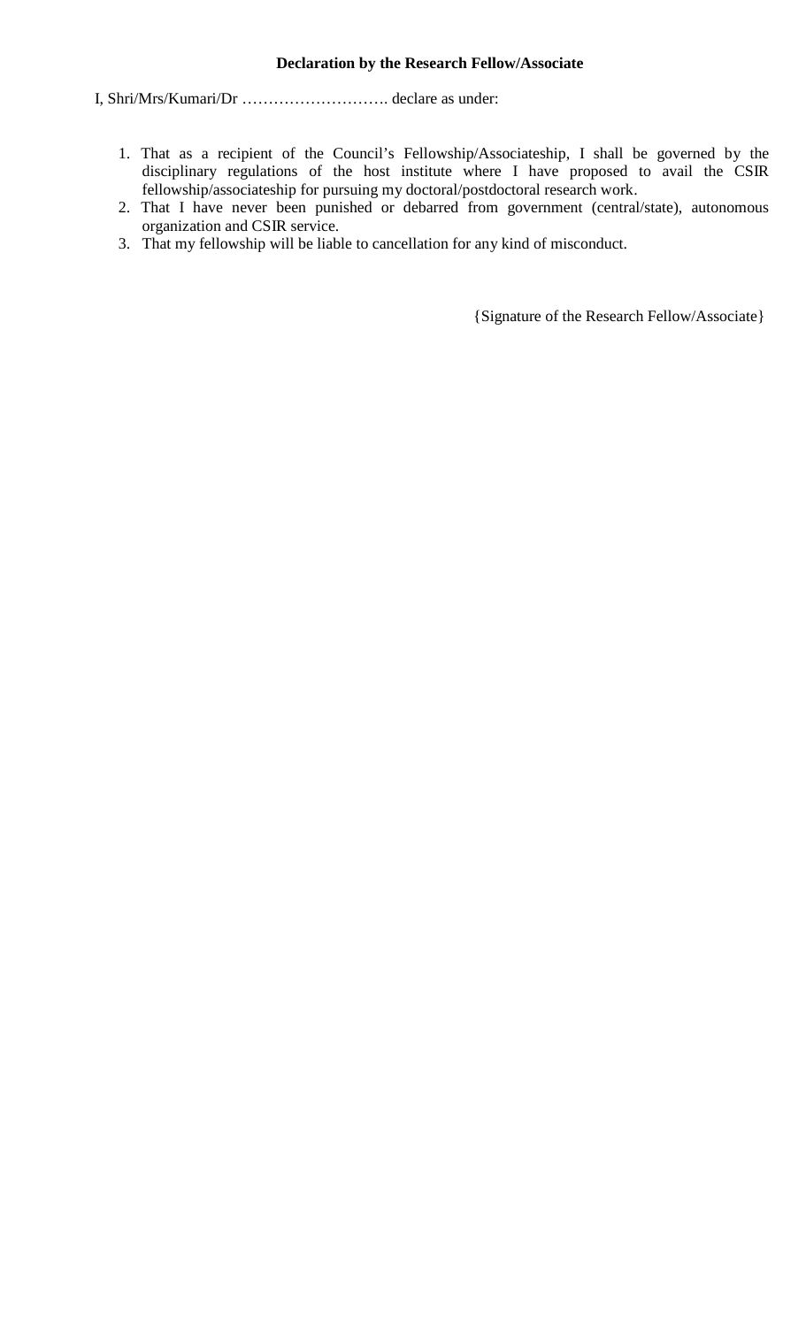**Declaration by the Research Fellow/Associate**

I, Shri/Mrs/Kumari/Dr ………………………. declare as under:

1. That as a recipient of the Council's Fellowship/Associateship, I shall be governed by the disciplinary regulations of the host institute where I have proposed to avail the CSIR fellowship/associateship for pursuing my doctoral/postdoctoral research work.
2. That I have never been punished or debarred from government (central/state), autonomous organization and CSIR service.
3. That my fellowship will be liable to cancellation for any kind of misconduct.

{Signature of the Research Fellow/Associate}